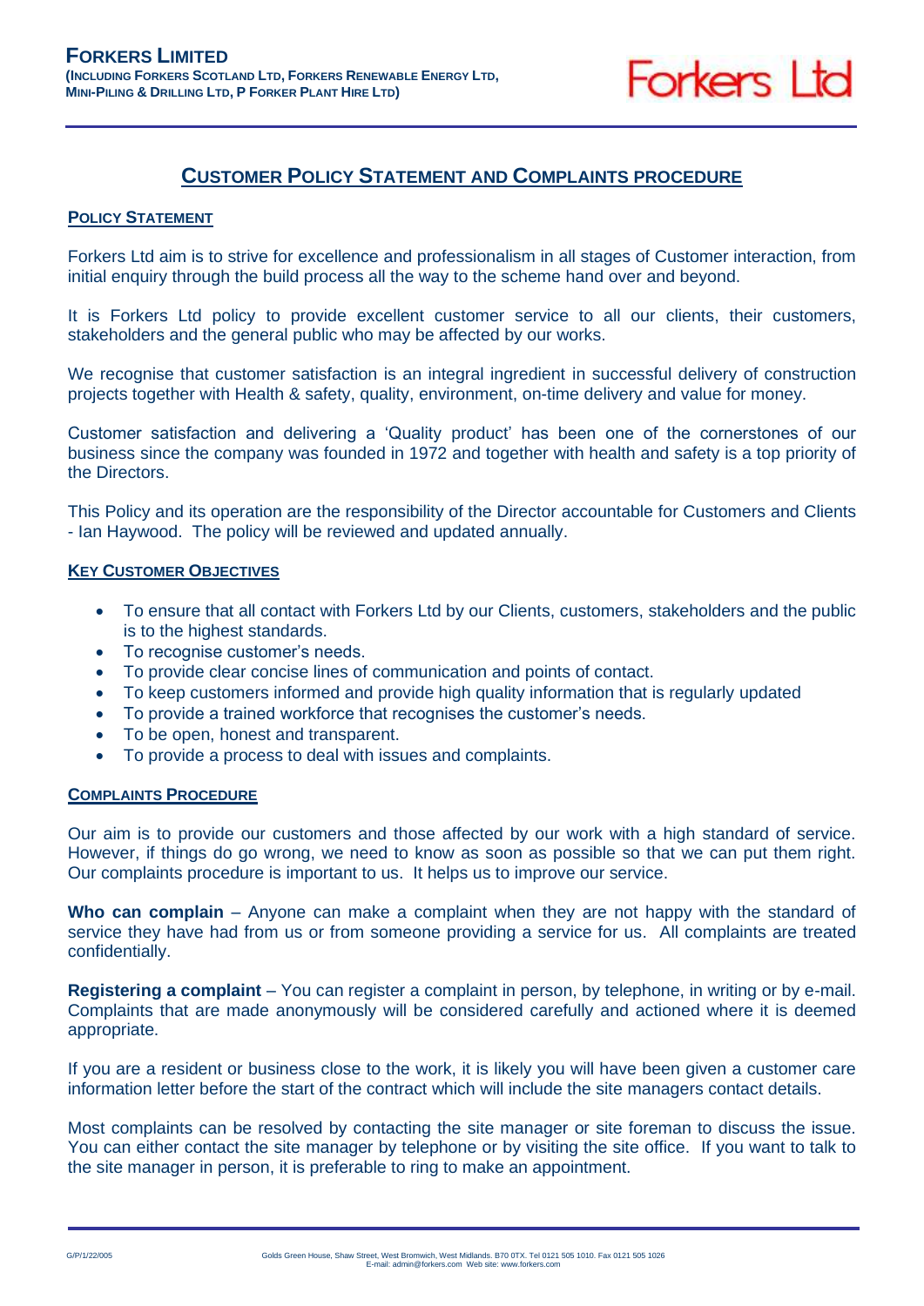**FORKERS LIMITED**
**(INCLUDING FORKERS SCOTLAND LTD, FORKERS RENEWABLE ENERGY LTD, MINI-PILING & DRILLING LTD, P FORKER PLANT HIRE LTD)**

Forkers Ltd

# CUSTOMER POLICY STATEMENT AND COMPLAINTS PROCEDURE

## POLICY STATEMENT

Forkers Ltd aim is to strive for excellence and professionalism in all stages of Customer interaction, from initial enquiry through the build process all the way to the scheme hand over and beyond.

It is Forkers Ltd policy to provide excellent customer service to all our clients, their customers, stakeholders and the general public who may be affected by our works.

We recognise that customer satisfaction is an integral ingredient in successful delivery of construction projects together with Health & safety, quality, environment, on-time delivery and value for money.

Customer satisfaction and delivering a 'Quality product' has been one of the cornerstones of our business since the company was founded in 1972 and together with health and safety is a top priority of the Directors.

This Policy and its operation are the responsibility of the Director accountable for Customers and Clients - Ian Haywood. The policy will be reviewed and updated annually.

## KEY CUSTOMER OBJECTIVES

- To ensure that all contact with Forkers Ltd by our Clients, customers, stakeholders and the public is to the highest standards.
- To recognise customer's needs.
- To provide clear concise lines of communication and points of contact.
- To keep customers informed and provide high quality information that is regularly updated
- To provide a trained workforce that recognises the customer's needs.
- To be open, honest and transparent.
- To provide a process to deal with issues and complaints.

## COMPLAINTS PROCEDURE

Our aim is to provide our customers and those affected by our work with a high standard of service. However, if things do go wrong, we need to know as soon as possible so that we can put them right. Our complaints procedure is important to us. It helps us to improve our service.

**Who can complain** – Anyone can make a complaint when they are not happy with the standard of service they have had from us or from someone providing a service for us. All complaints are treated confidentially.

**Registering a complaint** – You can register a complaint in person, by telephone, in writing or by e-mail. Complaints that are made anonymously will be considered carefully and actioned where it is deemed appropriate.

If you are a resident or business close to the work, it is likely you will have been given a customer care information letter before the start of the contract which will include the site managers contact details.

Most complaints can be resolved by contacting the site manager or site foreman to discuss the issue. You can either contact the site manager by telephone or by visiting the site office. If you want to talk to the site manager in person, it is preferable to ring to make an appointment.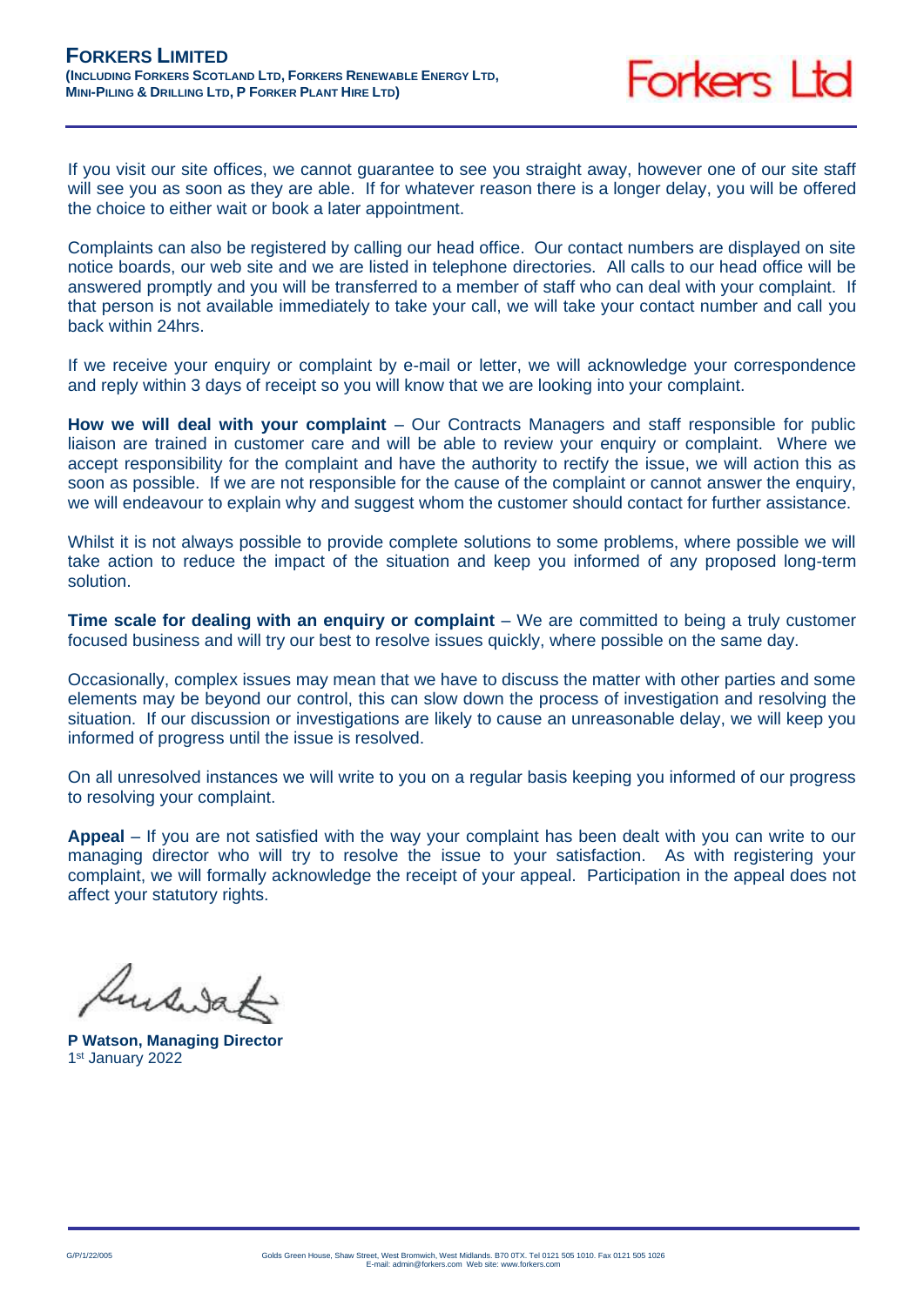If you visit our site offices, we cannot guarantee to see you straight away, however one of our site staff will see you as soon as they are able. If for whatever reason there is a longer delay, you will be offered the choice to either wait or book a later appointment.

Complaints can also be registered by calling our head office. Our contact numbers are displayed on site notice boards, our web site and we are listed in telephone directories. All calls to our head office will be answered promptly and you will be transferred to a member of staff who can deal with your complaint. If that person is not available immediately to take your call, we will take your contact number and call you back within 24hrs.

If we receive your enquiry or complaint by e-mail or letter, we will acknowledge your correspondence and reply within 3 days of receipt so you will know that we are looking into your complaint.

**How we will deal with your complaint** – Our Contracts Managers and staff responsible for public liaison are trained in customer care and will be able to review your enquiry or complaint. Where we accept responsibility for the complaint and have the authority to rectify the issue, we will action this as soon as possible. If we are not responsible for the cause of the complaint or cannot answer the enquiry, we will endeavour to explain why and suggest whom the customer should contact for further assistance.

Whilst it is not always possible to provide complete solutions to some problems, where possible we will take action to reduce the impact of the situation and keep you informed of any proposed long-term solution.

**Time scale for dealing with an enquiry or complaint** – We are committed to being a truly customer focused business and will try our best to resolve issues quickly, where possible on the same day.

Occasionally, complex issues may mean that we have to discuss the matter with other parties and some elements may be beyond our control, this can slow down the process of investigation and resolving the situation. If our discussion or investigations are likely to cause an unreasonable delay, we will keep you informed of progress until the issue is resolved.

On all unresolved instances we will write to you on a regular basis keeping you informed of our progress to resolving your complaint.

**Appeal** – If you are not satisfied with the way your complaint has been dealt with you can write to our managing director who will try to resolve the issue to your satisfaction. As with registering your complaint, we will formally acknowledge the receipt of your appeal. Participation in the appeal does not affect your statutory rights.

**P Watson, Managing Director**
1st January 2022